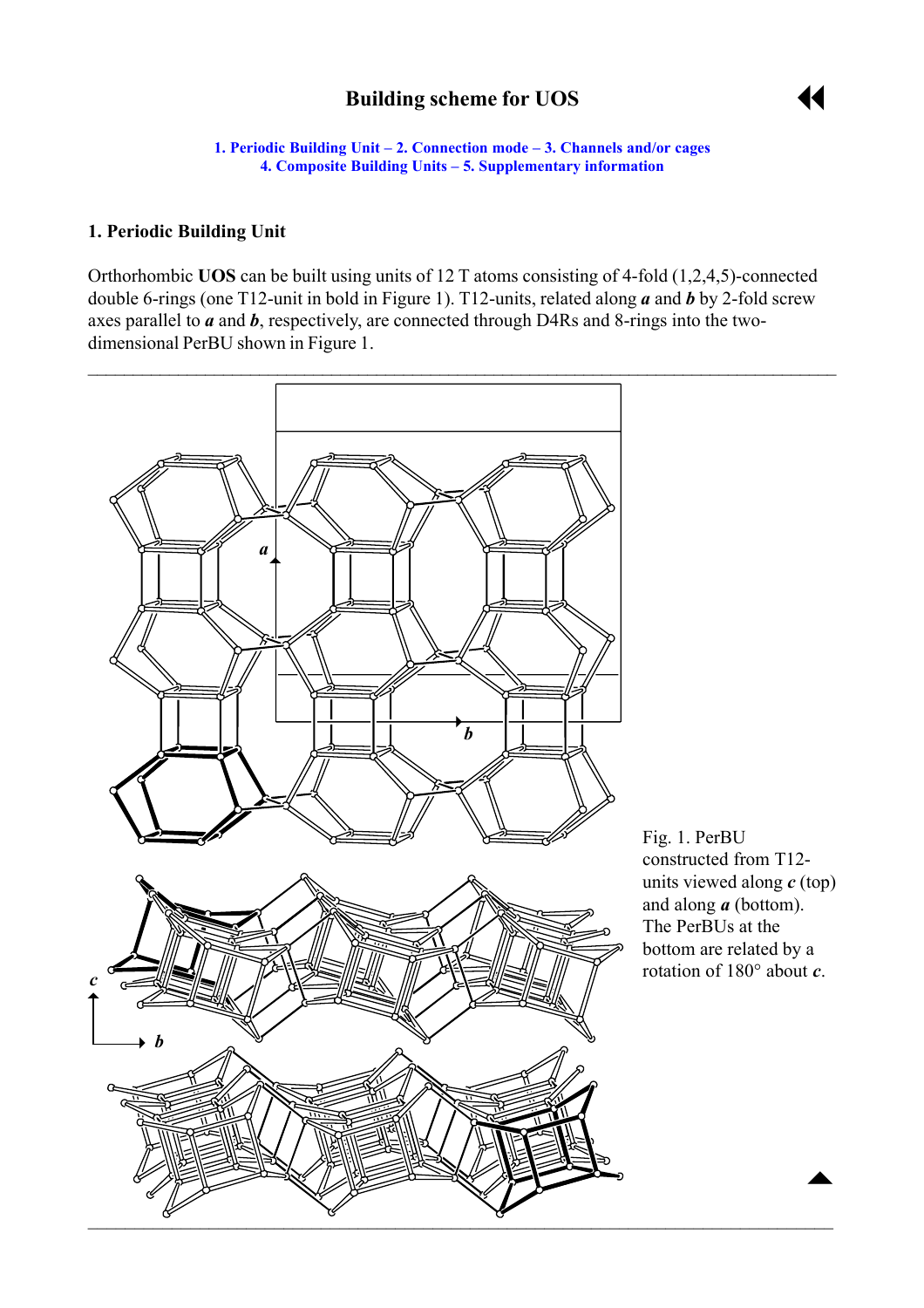# Building scheme for UOS

1. Periodic Building Unit – 2. Connection mode – 3. Channels and/or cages
4. Composite Building Units – 5. Supplementary information

## 1. Periodic Building Unit

Orthorhombic **UOS** can be built using units of 12 T atoms consisting of 4-fold (1,2,4,5)-connected double 6-rings (one T12-unit in bold in Figure 1). T12-units, related along ***a*** and ***b*** by 2-fold screw axes parallel to ***a*** and ***b***, respectively, are connected through D4Rs and 8-rings into the two-dimensional PerBU shown in Figure 1.

Fig. 1. PerBU constructed from T12-units viewed along ***c*** (top) and along ***a*** (bottom). The PerBUs at the bottom are related by a rotation of 180° about ***c***.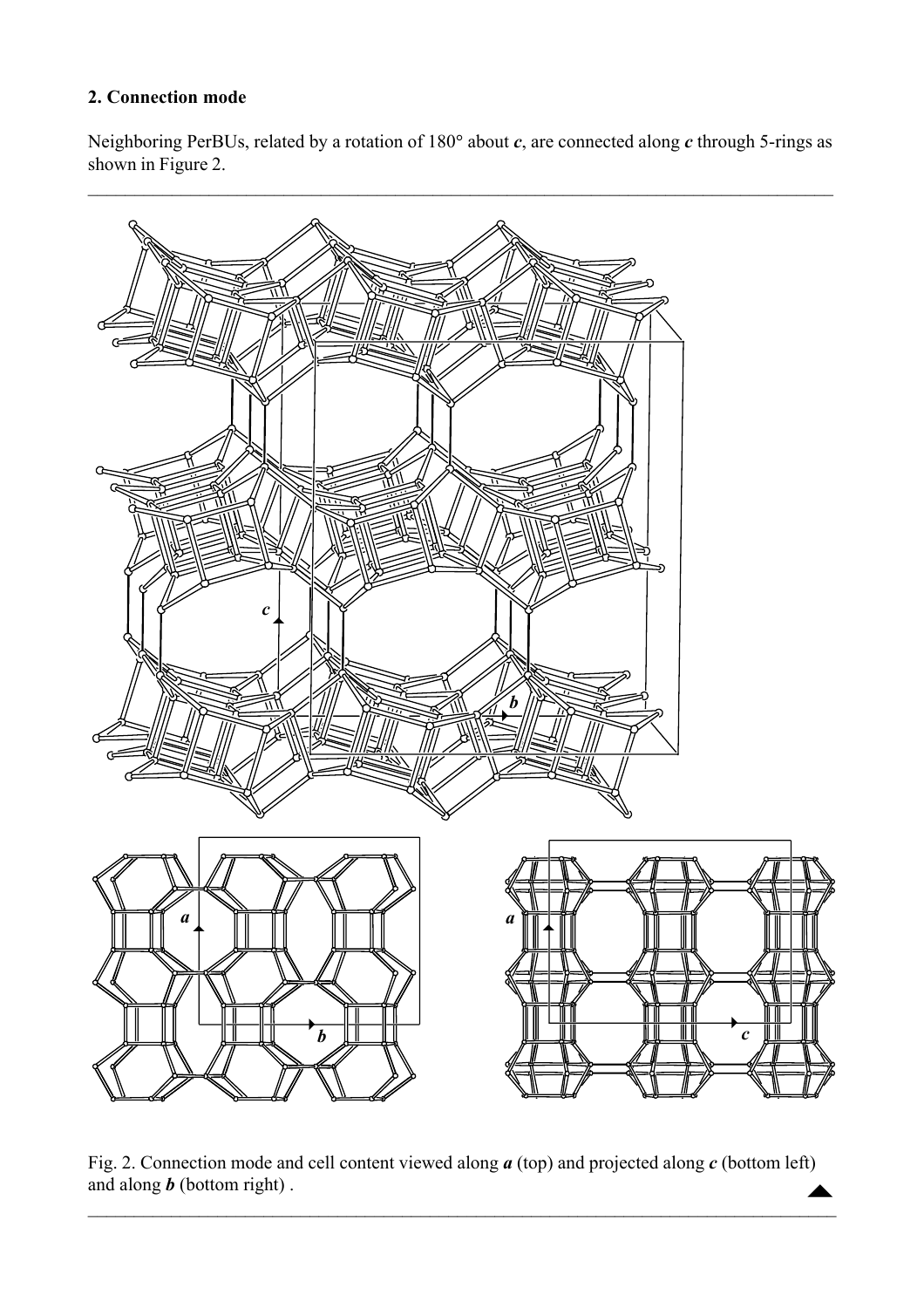## 2. Connection mode

Neighboring PerBUs, related by a rotation of 180° about ***c***, are connected along ***c*** through 5-rings as shown in Figure 2.

Fig. 2. Connection mode and cell content viewed along ***a*** (top) and projected along ***c*** (bottom left) and along ***b*** (bottom right) .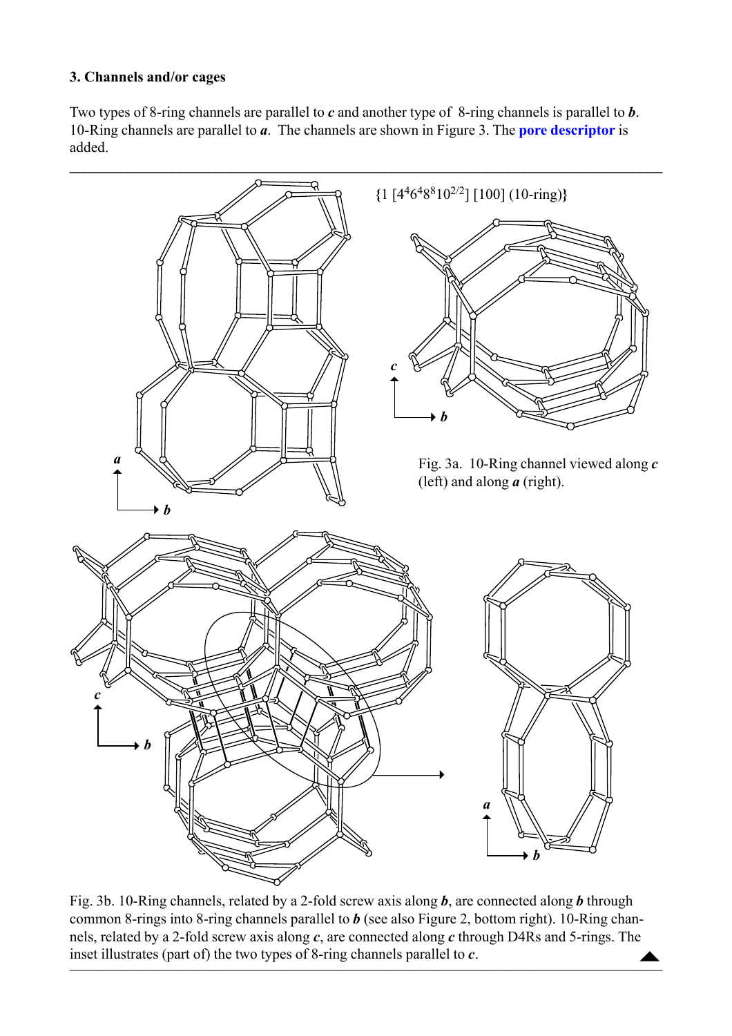### 3. Channels and/or cages

Two types of 8-ring channels are parallel to ***c*** and another type of 8-ring channels is parallel to ***b***. 10-Ring channels are parallel to ***a***. The channels are shown in Figure 3. The **pore descriptor** is added.

{1 [$4^4 6^4 8^8 10^{2/2}$] [100] (10-ring)}

Fig. 3a. 10-Ring channel viewed along ***c*** (left) and along ***a*** (right).

Fig. 3b. 10-Ring channels, related by a 2-fold screw axis along ***b***, are connected along ***b*** through common 8-rings into 8-ring channels parallel to ***b*** (see also Figure 2, bottom right). 10-Ring channels, related by a 2-fold screw axis along ***c***, are connected along ***c*** through D4Rs and 5-rings. The inset illustrates (part of) the two types of 8-ring channels parallel to ***c***.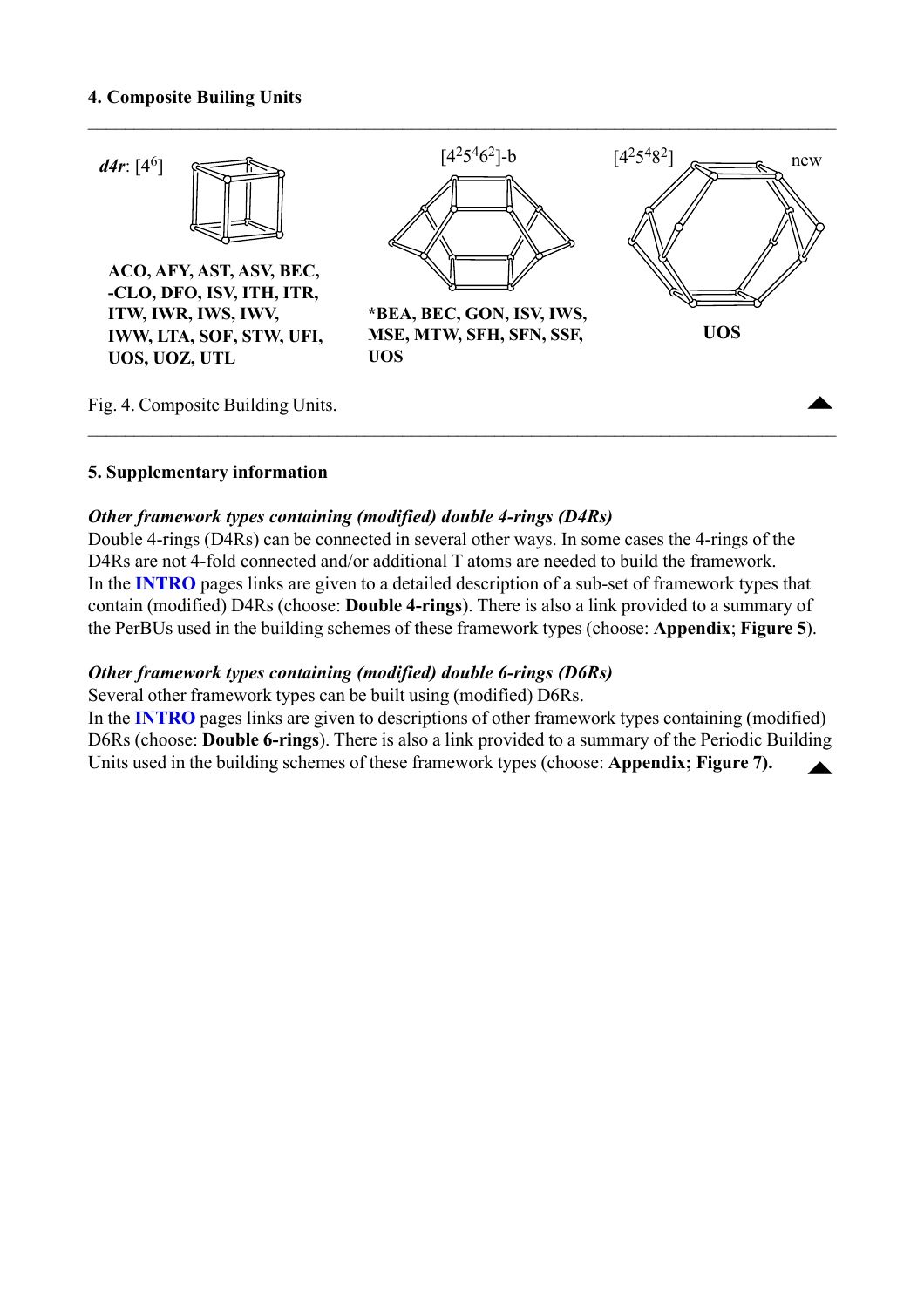## 4. Composite Builing Units

***d4r***: $[4^6]$

**ACO, AFY, AST, ASV, BEC, -CLO, DFO, ISV, ITH, ITR, ITW, IWR, IWS, IWV, IWW, LTA, SOF, STW, UFI, UOS, UOZ, UTL**

$[4^2 5^4 6^2]$-b

***BEA, BEC, GON, ISV, IWS, MSE, MTW, SFH, SFN, SSF, UOS**

$[4^2 5^4 8^2]$ new

**UOS**

Fig. 4. Composite Building Units.

## 5. Supplementary information

***Other framework types containing (modified) double 4-rings (D4Rs)***

Double 4-rings (D4Rs) can be connected in several other ways. In some cases the 4-rings of the D4Rs are not 4-fold connected and/or additional T atoms are needed to build the framework.
In the **INTRO** pages links are given to a detailed description of a sub-set of framework types that contain (modified) D4Rs (choose: **Double 4-rings**). There is also a link provided to a summary of the PerBUs used in the building schemes of these framework types (choose: **Appendix**; **Figure 5**).

***Other framework types containing (modified) double 6-rings (D6Rs)***

Several other framework types can be built using (modified) D6Rs.
In the **INTRO** pages links are given to descriptions of other framework types containing (modified) D6Rs (choose: **Double 6-rings**). There is also a link provided to a summary of the Periodic Building Units used in the building schemes of these framework types (choose: **Appendix; Figure 7).**